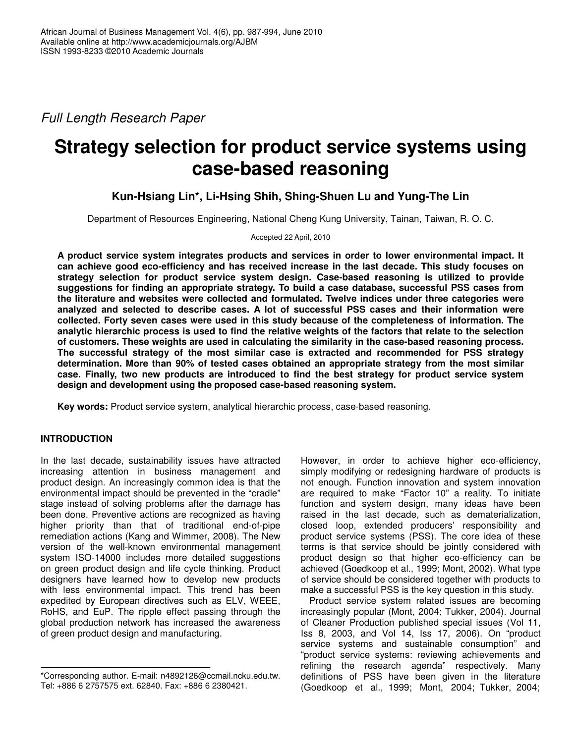*Full Length Research Paper*

# Strategy selection for product service systems using case-based reasoning

**Kun-Hsiang Lin*, Li-Hsing Shih, Shing-Shuen Lu and Yung-The Lin**

Department of Resources Engineering, National Cheng Kung University, Tainan, Taiwan, R. O. C.

Accepted 22 April, 2010

**A product service system integrates products and services in order to lower environmental impact. It can achieve good eco-efficiency and has received increase in the last decade. This study focuses on strategy selection for product service system design. Case-based reasoning is utilized to provide suggestions for finding an appropriate strategy. To build a case database, successful PSS cases from the literature and websites were collected and formulated. Twelve indices under three categories were analyzed and selected to describe cases. A lot of successful PSS cases and their information were collected. Forty seven cases were used in this study because of the completeness of information. The analytic hierarchic process is used to find the relative weights of the factors that relate to the selection of customers. These weights are used in calculating the similarity in the case-based reasoning process. The successful strategy of the most similar case is extracted and recommended for PSS strategy determination. More than 90% of tested cases obtained an appropriate strategy from the most similar case. Finally, two new products are introduced to find the best strategy for product service system design and development using the proposed case-based reasoning system.**

**Key words:** Product service system, analytical hierarchic process, case-based reasoning.

## INTRODUCTION

In the last decade, sustainability issues have attracted increasing attention in business management and product design. An increasingly common idea is that the environmental impact should be prevented in the "cradle" stage instead of solving problems after the damage has been done. Preventive actions are recognized as having higher priority than that of traditional end-of-pipe remediation actions (Kang and Wimmer, 2008). The New version of the well-known environmental management system ISO-14000 includes more detailed suggestions on green product design and life cycle thinking. Product designers have learned how to develop new products with less environmental impact. This trend has been expedited by European directives such as ELV, WEEE, RoHS, and EuP. The ripple effect passing through the global production network has increased the awareness of green product design and manufacturing.

However, in order to achieve higher eco-efficiency, simply modifying or redesigning hardware of products is not enough. Function innovation and system innovation are required to make "Factor 10" a reality. To initiate function and system design, many ideas have been raised in the last decade, such as dematerialization, closed loop, extended producers' responsibility and product service systems (PSS). The core idea of these terms is that service should be jointly considered with product design so that higher eco-efficiency can be achieved (Goedkoop et al., 1999; Mont, 2002). What type of service should be considered together with products to make a successful PSS is the key question in this study.

Product service system related issues are becoming increasingly popular (Mont, 2004; Tukker, 2004). Journal of Cleaner Production published special issues (Vol 11, Iss 8, 2003, and Vol 14, Iss 17, 2006). On "product service systems and sustainable consumption" and "product service systems: reviewing achievements and refining the research agenda" respectively. Many definitions of PSS have been given in the literature (Goedkoop et al., 1999; Mont, 2004; Tukker, 2004;

---

*Corresponding author. E-mail: n4892126@ccmail.ncku.edu.tw. Tel: +886 6 2757575 ext. 62840. Fax: +886 6 2380421.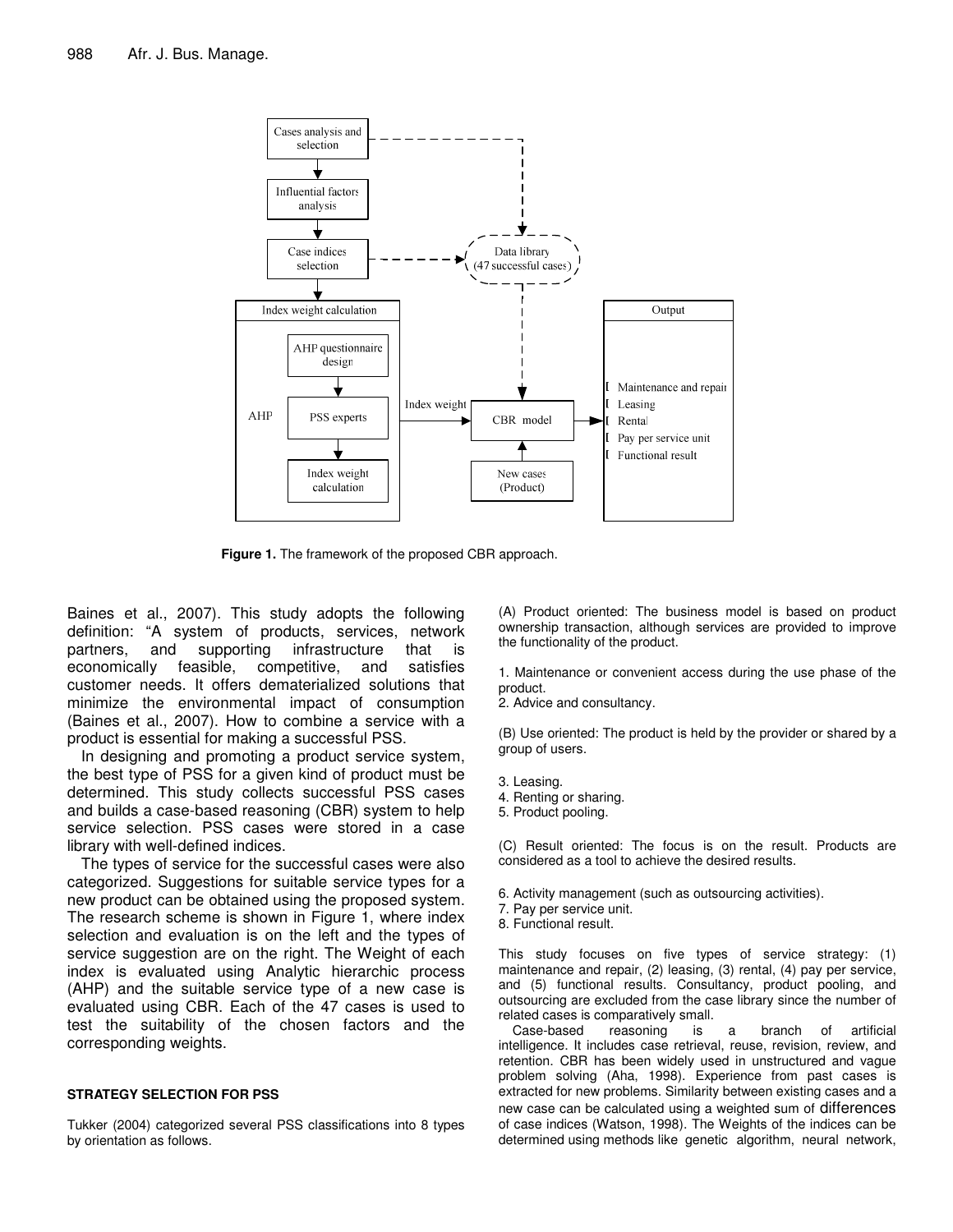Figure 1. The framework of the proposed CBR approach.

Baines et al., 2007). This study adopts the following definition: "A system of products, services, network partners, and supporting infrastructure that is economically feasible, competitive, and satisfies customer needs. It offers dematerialized solutions that minimize the environmental impact of consumption (Baines et al., 2007). How to combine a service with a product is essential for making a successful PSS.

In designing and promoting a product service system, the best type of PSS for a given kind of product must be determined. This study collects successful PSS cases and builds a case-based reasoning (CBR) system to help service selection. PSS cases were stored in a case library with well-defined indices.

The types of service for the successful cases were also categorized. Suggestions for suitable service types for a new product can be obtained using the proposed system. The research scheme is shown in Figure 1, where index selection and evaluation is on the left and the types of service suggestion are on the right. The Weight of each index is evaluated using Analytic hierarchic process (AHP) and the suitable service type of a new case is evaluated using CBR. Each of the 47 cases is used to test the suitability of the chosen factors and the corresponding weights.

## STRATEGY SELECTION FOR PSS

Tukker (2004) categorized several PSS classifications into 8 types by orientation as follows.

(A) Product oriented: The business model is based on product ownership transaction, although services are provided to improve the functionality of the product.

1. Maintenance or convenient access during the use phase of the product.
2. Advice and consultancy.

(B) Use oriented: The product is held by the provider or shared by a group of users.

3. Leasing.
4. Renting or sharing.
5. Product pooling.

(C) Result oriented: The focus is on the result. Products are considered as a tool to achieve the desired results.

6. Activity management (such as outsourcing activities).
7. Pay per service unit.
8. Functional result.

This study focuses on five types of service strategy: (1) maintenance and repair, (2) leasing, (3) rental, (4) pay per service, and (5) functional results. Consultancy, product pooling, and outsourcing are excluded from the case library since the number of related cases is comparatively small.

Case-based reasoning is a branch of artificial intelligence. It includes case retrieval, reuse, revision, review, and retention. CBR has been widely used in unstructured and vague problem solving (Aha, 1998). Experience from past cases is extracted for new problems. Similarity between existing cases and a new case can be calculated using a weighted sum of differences of case indices (Watson, 1998). The Weights of the indices can be determined using methods like genetic algorithm, neural network,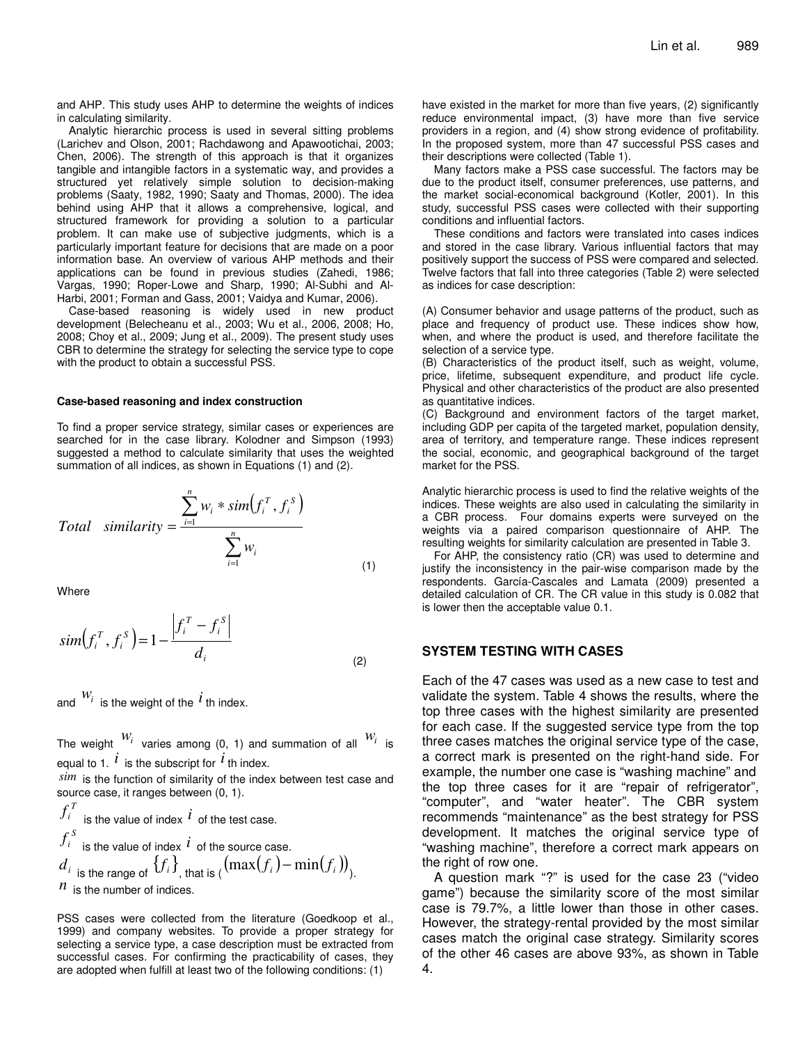and AHP. This study uses AHP to determine the weights of indices in calculating similarity.

Analytic hierarchic process is used in several sitting problems (Larichev and Olson, 2001; Rachdawong and Apawootichai, 2003; Chen, 2006). The strength of this approach is that it organizes tangible and intangible factors in a systematic way, and provides a structured yet relatively simple solution to decision-making problems (Saaty, 1982, 1990; Saaty and Thomas, 2000). The idea behind using AHP that it allows a comprehensive, logical, and structured framework for providing a solution to a particular problem. It can make use of subjective judgments, which is a particularly important feature for decisions that are made on a poor information base. An overview of various AHP methods and their applications can be found in previous studies (Zahedi, 1986; Vargas, 1990; Roper-Lowe and Sharp, 1990; Al-Subhi and Al-Harbi, 2001; Forman and Gass, 2001; Vaidya and Kumar, 2006).

Case-based reasoning is widely used in new product development (Belecheanu et al., 2003; Wu et al., 2006, 2008; Ho, 2008; Choy et al., 2009; Jung et al., 2009). The present study uses CBR to determine the strategy for selecting the service type to cope with the product to obtain a successful PSS.

#### Case-based reasoning and index construction

To find a proper service strategy, similar cases or experiences are searched for in the case library. Kolodner and Simpson (1993) suggested a method to calculate similarity that uses the weighted summation of all indices, as shown in Equations (1) and (2).

$$Total \quad similarity = \frac{\sum_{i=1}^{n} w_i * sim\left(f_i^T, f_i^S\right)}{\sum_{i=1}^{n} w_i} \tag{1}$$

Where

$$sim\left(f_i^T, f_i^S\right) = 1 - \frac{\left|f_i^T - f_i^S\right|}{d_i} \tag{2}$$

and $w_i$ is the weight of the $i$ th index.

The weight $w_i$ varies among (0, 1) and summation of all $w_i$ is equal to 1. $i$ is the subscript for $i$ th index.

$sim$ is the function of similarity of the index between test case and source case, it ranges between (0, 1).

$f_i^T$ is the value of index $i$ of the test case.

$f_i^S$ is the value of index $i$ of the source case.

$d_i$ is the range of $\{f_i\}$, that is $(\max(f_i) - \min(f_i))$.

$n$ is the number of indices.

PSS cases were collected from the literature (Goedkoop et al., 1999) and company websites. To provide a proper strategy for selecting a service type, a case description must be extracted from successful cases. For confirming the practicability of cases, they are adopted when fulfill at least two of the following conditions: (1) have existed in the market for more than five years, (2) significantly reduce environmental impact, (3) have more than five service providers in a region, and (4) show strong evidence of profitability. In the proposed system, more than 47 successful PSS cases and their descriptions were collected (Table 1).

Many factors make a PSS case successful. The factors may be due to the product itself, consumer preferences, use patterns, and the market social-economical background (Kotler, 2001). In this study, successful PSS cases were collected with their supporting conditions and influential factors.

These conditions and factors were translated into cases indices and stored in the case library. Various influential factors that may positively support the success of PSS were compared and selected. Twelve factors that fall into three categories (Table 2) were selected as indices for case description:

(A) Consumer behavior and usage patterns of the product, such as place and frequency of product use. These indices show how, when, and where the product is used, and therefore facilitate the selection of a service type.
(B) Characteristics of the product itself, such as weight, volume, price, lifetime, subsequent expenditure, and product life cycle. Physical and other characteristics of the product are also presented as quantitative indices.
(C) Background and environment factors of the target market, including GDP per capita of the targeted market, population density, area of territory, and temperature range. These indices represent the social, economic, and geographical background of the target market for the PSS.

Analytic hierarchic process is used to find the relative weights of the indices. These weights are also used in calculating the similarity in a CBR process. Four domains experts were surveyed on the weights via a paired comparison questionnaire of AHP. The resulting weights for similarity calculation are presented in Table 3.

For AHP, the consistency ratio (CR) was used to determine and justify the inconsistency in the pair-wise comparison made by the respondents. García-Cascales and Lamata (2009) presented a detailed calculation of CR. The CR value in this study is 0.082 that is lower then the acceptable value 0.1.

## SYSTEM TESTING WITH CASES

Each of the 47 cases was used as a new case to test and validate the system. Table 4 shows the results, where the top three cases with the highest similarity are presented for each case. If the suggested service type from the top three cases matches the original service type of the case, a correct mark is presented on the right-hand side. For example, the number one case is "washing machine" and the top three cases for it are "repair of refrigerator", "computer", and "water heater". The CBR system recommends "maintenance" as the best strategy for PSS development. It matches the original service type of "washing machine", therefore a correct mark appears on the right of row one.

A question mark "?" is used for the case 23 ("video game") because the similarity score of the most similar case is 79.7%, a little lower than those in other cases. However, the strategy-rental provided by the most similar cases match the original case strategy. Similarity scores of the other 46 cases are above 93%, as shown in Table 4.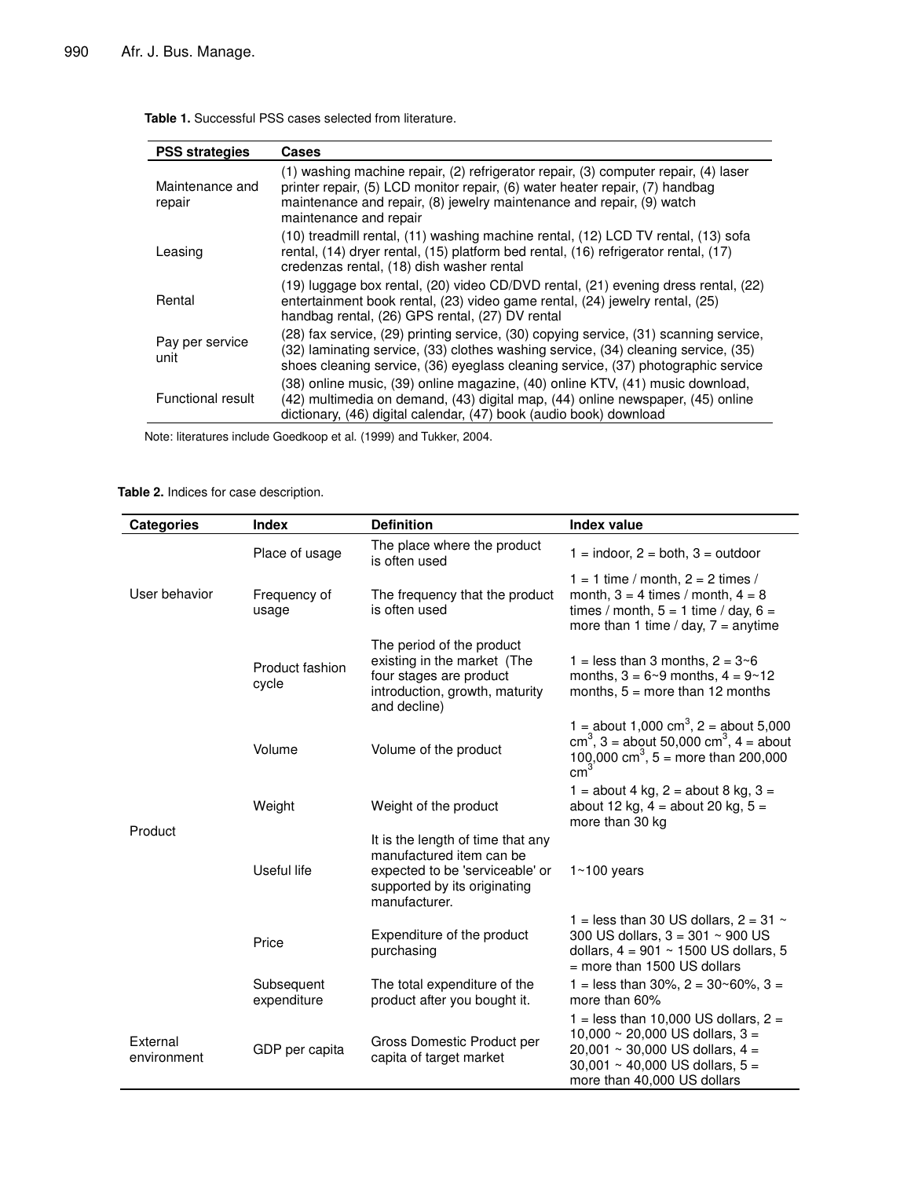**Table 1.** Successful PSS cases selected from literature.

| PSS strategies | Cases |
|---|---|
| Maintenance and repair | (1) washing machine repair, (2) refrigerator repair, (3) computer repair, (4) laser printer repair, (5) LCD monitor repair, (6) water heater repair, (7) handbag maintenance and repair, (8) jewelry maintenance and repair, (9) watch maintenance and repair |
| Leasing | (10) treadmill rental, (11) washing machine rental, (12) LCD TV rental, (13) sofa rental, (14) dryer rental, (15) platform bed rental, (16) refrigerator rental, (17) credenzas rental, (18) dish washer rental |
| Rental | (19) luggage box rental, (20) video CD/DVD rental, (21) evening dress rental, (22) entertainment book rental, (23) video game rental, (24) jewelry rental, (25) handbag rental, (26) GPS rental, (27) DV rental |
| Pay per service unit | (28) fax service, (29) printing service, (30) copying service, (31) scanning service, (32) laminating service, (33) clothes washing service, (34) cleaning service, (35) shoes cleaning service, (36) eyeglass cleaning service, (37) photographic service |
| Functional result | (38) online music, (39) online magazine, (40) online KTV, (41) music download, (42) multimedia on demand, (43) digital map, (44) online newspaper, (45) online dictionary, (46) digital calendar, (47) book (audio book) download |

Note: literatures include Goedkoop et al. (1999) and Tukker, 2004.

**Table 2.** Indices for case description.

| Categories | Index | Definition | Index value |
|---|---|---|---|
| User behavior | Place of usage | The place where the product is often used | 1 = indoor, 2 = both, 3 = outdoor |
| | Frequency of usage | The frequency that the product is often used | 1 = 1 time / month, 2 = 2 times / month, 3 = 4 times / month, 4 = 8 times / month, 5 = 1 time / day, 6 = more than 1 time / day, 7 = anytime |
| Product | Product fashion cycle | The period of the product existing in the market (The four stages are product introduction, growth, maturity and decline) | 1 = less than 3 months, 2 = 3~6 months, 3 = 6~9 months, 4 = 9~12 months, 5 = more than 12 months |
| | Volume | Volume of the product | 1 = about 1,000 $cm^3$, 2 = about 5,000 $cm^3$, 3 = about 50,000 $cm^3$, 4 = about 100,000 $cm^3$, 5 = more than 200,000 $cm^3$ |
| | Weight | Weight of the product | 1 = about 4 kg, 2 = about 8 kg, 3 = about 12 kg, 4 = about 20 kg, 5 = more than 30 kg |
| | Useful life | It is the length of time that any manufactured item can be expected to be 'serviceable' or supported by its originating manufacturer. | 1~100 years |
| | Price | Expenditure of the product purchasing | 1 = less than 30 US dollars, 2 = 31 ~ 300 US dollars, 3 = 301 ~ 900 US dollars, 4 = 901 ~ 1500 US dollars, 5 = more than 1500 US dollars |
| | Subsequent expenditure | The total expenditure of the product after you bought it. | 1 = less than 30%, 2 = 30~60%, 3 = more than 60% |
| External environment | GDP per capita | Gross Domestic Product per capita of target market | 1 = less than 10,000 US dollars, 2 = 10,000 ~ 20,000 US dollars, 3 = 20,001 ~ 30,000 US dollars, 4 = 30,001 ~ 40,000 US dollars, 5 = more than 40,000 US dollars |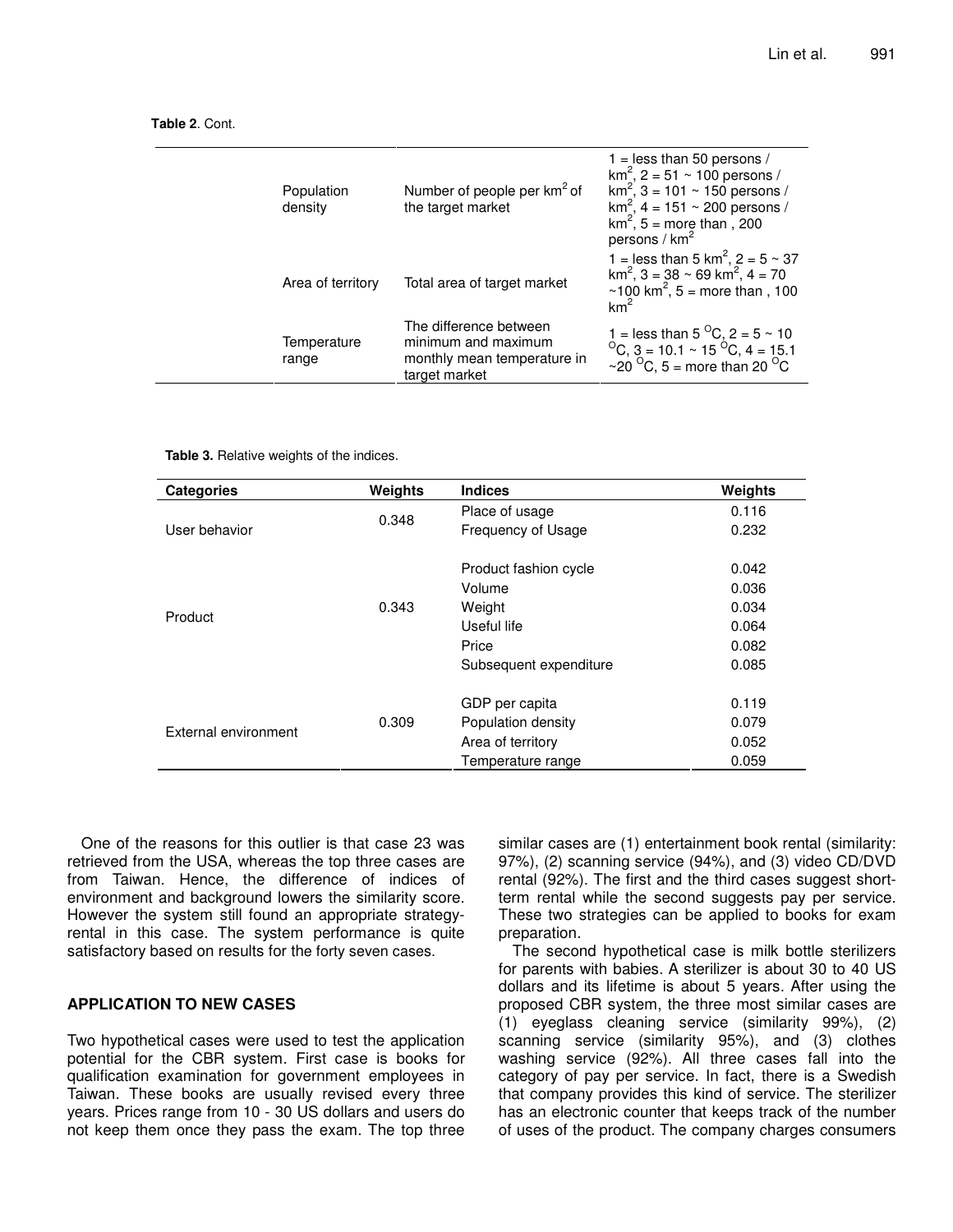**Table 2**. Cont.

| | | |
|---|---|---|
| Population density | Number of people per $km^2$ of the target market | 1 = less than 50 persons / $km^2$, 2 = 51 ~ 100 persons / $km^2$, 3 = 101 ~ 150 persons / $km^2$, 4 = 151 ~ 200 persons / $km^2$, 5 = more than , 200 persons / $km^2$ |
| Area of territory | Total area of target market | 1 = less than 5 $km^2$, 2 = 5 ~ 37 $km^2$, 3 = 38 ~ 69 $km^2$, 4 = 70 ~100 $km^2$, 5 = more than , 100 $km^2$ |
| Temperature range | The difference between minimum and maximum monthly mean temperature in target market | 1 = less than 5 °C, 2 = 5 ~ 10 °C, 3 = 10.1 ~ 15 °C, 4 = 15.1 ~20 °C, 5 = more than 20 °C |

**Table 3.** Relative weights of the indices.

| Categories | Weights | Indices | Weights |
|---|---|---|---|
| User behavior | 0.348 | Place of usage | 0.116 |
| | | Frequency of Usage | 0.232 |
| Product | 0.343 | Product fashion cycle | 0.042 |
| | | Volume | 0.036 |
| | | Weight | 0.034 |
| | | Useful life | 0.064 |
| | | Price | 0.082 |
| | | Subsequent expenditure | 0.085 |
| External environment | 0.309 | GDP per capita | 0.119 |
| | | Population density | 0.079 |
| | | Area of territory | 0.052 |
| | | Temperature range | 0.059 |

One of the reasons for this outlier is that case 23 was retrieved from the USA, whereas the top three cases are from Taiwan. Hence, the difference of indices of environment and background lowers the similarity score. However the system still found an appropriate strategy-rental in this case. The system performance is quite satisfactory based on results for the forty seven cases.

## APPLICATION TO NEW CASES

Two hypothetical cases were used to test the application potential for the CBR system. First case is books for qualification examination for government employees in Taiwan. These books are usually revised every three years. Prices range from 10 - 30 US dollars and users do not keep them once they pass the exam. The top three similar cases are (1) entertainment book rental (similarity: 97%), (2) scanning service (94%), and (3) video CD/DVD rental (92%). The first and the third cases suggest short-term rental while the second suggests pay per service. These two strategies can be applied to books for exam preparation.

The second hypothetical case is milk bottle sterilizers for parents with babies. A sterilizer is about 30 to 40 US dollars and its lifetime is about 5 years. After using the proposed CBR system, the three most similar cases are (1) eyeglass cleaning service (similarity 99%), (2) scanning service (similarity 95%), and (3) clothes washing service (92%). All three cases fall into the category of pay per service. In fact, there is a Swedish that company provides this kind of service. The sterilizer has an electronic counter that keeps track of the number of uses of the product. The company charges consumers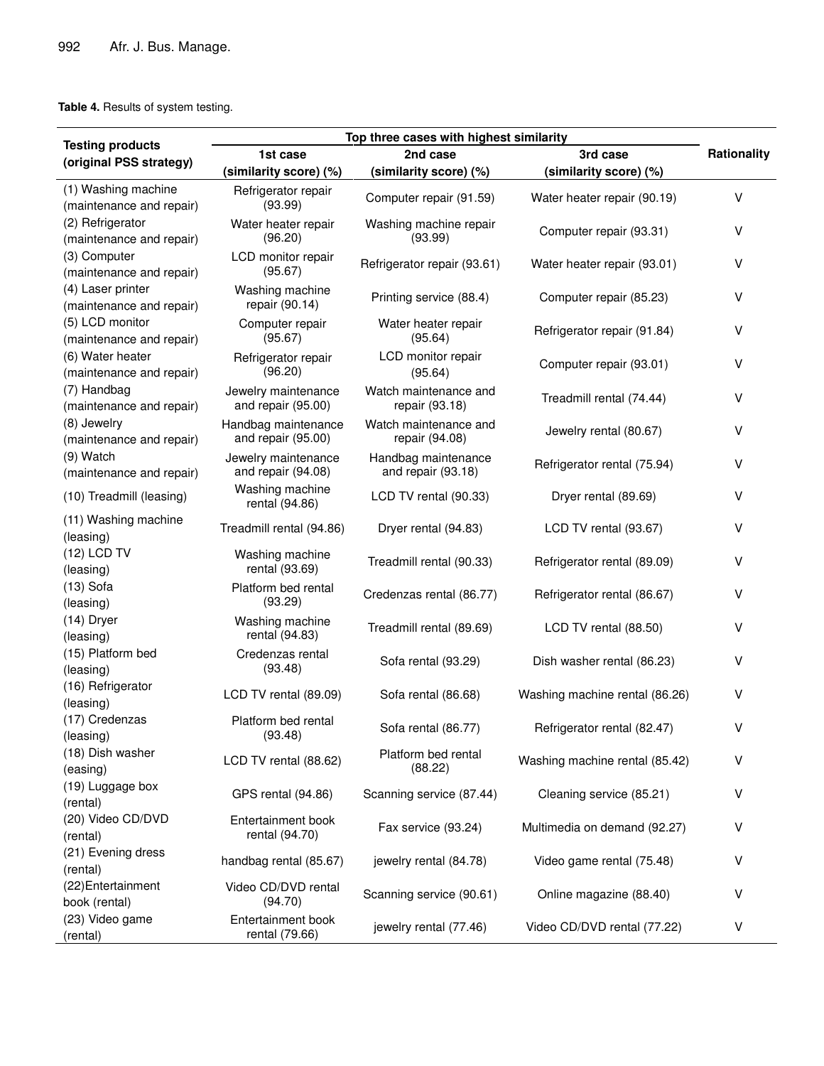**Table 4.** Results of system testing.

| Testing products (original PSS strategy) | Top three cases with highest similarity | | | Rationality |
|---|---|---|---|---|
| | 1st case (similarity score) (%) | 2nd case (similarity score) (%) | 3rd case (similarity score) (%) | |
| (1) Washing machine (maintenance and repair) | Refrigerator repair (93.99) | Computer repair (91.59) | Water heater repair (90.19) | V |
| (2) Refrigerator (maintenance and repair) | Water heater repair (96.20) | Washing machine repair (93.99) | Computer repair (93.31) | V |
| (3) Computer (maintenance and repair) | LCD monitor repair (95.67) | Refrigerator repair (93.61) | Water heater repair (93.01) | V |
| (4) Laser printer (maintenance and repair) | Washing machine repair (90.14) | Printing service (88.4) | Computer repair (85.23) | V |
| (5) LCD monitor (maintenance and repair) | Computer repair (95.67) | Water heater repair (95.64) | Refrigerator repair (91.84) | V |
| (6) Water heater (maintenance and repair) | Refrigerator repair (96.20) | LCD monitor repair (95.64) | Computer repair (93.01) | V |
| (7) Handbag (maintenance and repair) | Jewelry maintenance and repair (95.00) | Watch maintenance and repair (93.18) | Treadmill rental (74.44) | V |
| (8) Jewelry (maintenance and repair) | Handbag maintenance and repair (95.00) | Watch maintenance and repair (94.08) | Jewelry rental (80.67) | V |
| (9) Watch (maintenance and repair) | Jewelry maintenance and repair (94.08) | Handbag maintenance and repair (93.18) | Refrigerator rental (75.94) | V |
| (10) Treadmill (leasing) | Washing machine rental (94.86) | LCD TV rental (90.33) | Dryer rental (89.69) | V |
| (11) Washing machine (leasing) | Treadmill rental (94.86) | Dryer rental (94.83) | LCD TV rental (93.67) | V |
| (12) LCD TV (leasing) | Washing machine rental (93.69) | Treadmill rental (90.33) | Refrigerator rental (89.09) | V |
| (13) Sofa (leasing) | Platform bed rental (93.29) | Credenzas rental (86.77) | Refrigerator rental (86.67) | V |
| (14) Dryer (leasing) | Washing machine rental (94.83) | Treadmill rental (89.69) | LCD TV rental (88.50) | V |
| (15) Platform bed (leasing) | Credenzas rental (93.48) | Sofa rental (93.29) | Dish washer rental (86.23) | V |
| (16) Refrigerator (leasing) | LCD TV rental (89.09) | Sofa rental (86.68) | Washing machine rental (86.26) | V |
| (17) Credenzas (leasing) | Platform bed rental (93.48) | Sofa rental (86.77) | Refrigerator rental (82.47) | V |
| (18) Dish washer (easing) | LCD TV rental (88.62) | Platform bed rental (88.22) | Washing machine rental (85.42) | V |
| (19) Luggage box (rental) | GPS rental (94.86) | Scanning service (87.44) | Cleaning service (85.21) | V |
| (20) Video CD/DVD (rental) | Entertainment book rental (94.70) | Fax service (93.24) | Multimedia on demand (92.27) | V |
| (21) Evening dress (rental) | handbag rental (85.67) | jewelry rental (84.78) | Video game rental (75.48) | V |
| (22)Entertainment book (rental) | Video CD/DVD rental (94.70) | Scanning service (90.61) | Online magazine (88.40) | V |
| (23) Video game (rental) | Entertainment book rental (79.66) | jewelry rental (77.46) | Video CD/DVD rental (77.22) | V |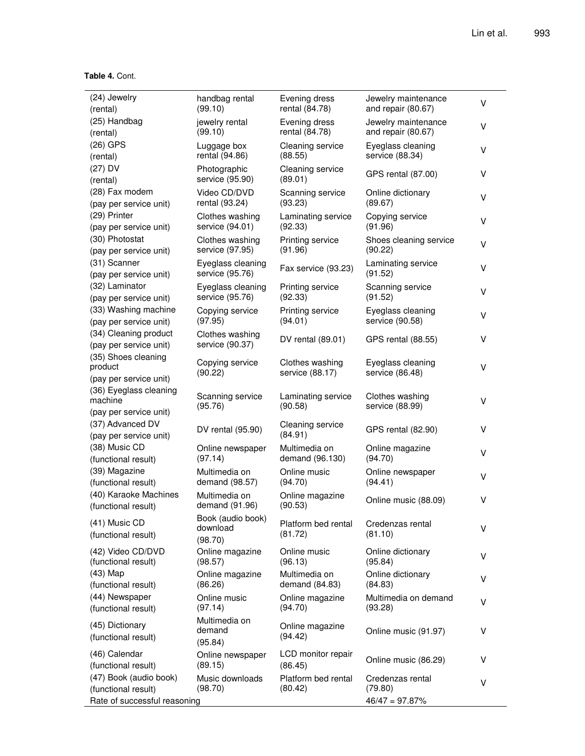**Table 4.** Cont.

| | | | | |
|---|---|---|---|---|
| (24) Jewelry (rental) | handbag rental (99.10) | Evening dress rental (84.78) | Jewelry maintenance and repair (80.67) | V |
| (25) Handbag (rental) | jewelry rental (99.10) | Evening dress rental (84.78) | Jewelry maintenance and repair (80.67) | V |
| (26) GPS (rental) | Luggage box rental (94.86) | Cleaning service (88.55) | Eyeglass cleaning service (88.34) | V |
| (27) DV (rental) | Photographic service (95.90) | Cleaning service (89.01) | GPS rental (87.00) | V |
| (28) Fax modem (pay per service unit) | Video CD/DVD rental (93.24) | Scanning service (93.23) | Online dictionary (89.67) | V |
| (29) Printer (pay per service unit) | Clothes washing service (94.01) | Laminating service (92.33) | Copying service (91.96) | V |
| (30) Photostat (pay per service unit) | Clothes washing service (97.95) | Printing service (91.96) | Shoes cleaning service (90.22) | V |
| (31) Scanner (pay per service unit) | Eyeglass cleaning service (95.76) | Fax service (93.23) | Laminating service (91.52) | V |
| (32) Laminator (pay per service unit) | Eyeglass cleaning service (95.76) | Printing service (92.33) | Scanning service (91.52) | V |
| (33) Washing machine (pay per service unit) | Copying service (97.95) | Printing service (94.01) | Eyeglass cleaning service (90.58) | V |
| (34) Cleaning product (pay per service unit) | Clothes washing service (90.37) | DV rental (89.01) | GPS rental (88.55) | V |
| (35) Shoes cleaning product (pay per service unit) | Copying service (90.22) | Clothes washing service (88.17) | Eyeglass cleaning service (86.48) | V |
| (36) Eyeglass cleaning machine (pay per service unit) | Scanning service (95.76) | Laminating service (90.58) | Clothes washing service (88.99) | V |
| (37) Advanced DV (pay per service unit) | DV rental (95.90) | Cleaning service (84.91) | GPS rental (82.90) | V |
| (38) Music CD (functional result) | Online newspaper (97.14) | Multimedia on demand (96.130) | Online magazine (94.70) | V |
| (39) Magazine (functional result) | Multimedia on demand (98.57) | Online music (94.70) | Online newspaper (94.41) | V |
| (40) Karaoke Machines (functional result) | Multimedia on demand (91.96) | Online magazine (90.53) | Online music (88.09) | V |
| (41) Music CD (functional result) | Book (audio book) download (98.70) | Platform bed rental (81.72) | Credenzas rental (81.10) | V |
| (42) Video CD/DVD (functional result) | Online magazine (98.57) | Online music (96.13) | Online dictionary (95.84) | V |
| (43) Map (functional result) | Online magazine (86.26) | Multimedia on demand (84.83) | Online dictionary (84.83) | V |
| (44) Newspaper (functional result) | Online music (97.14) | Online magazine (94.70) | Multimedia on demand (93.28) | V |
| (45) Dictionary (functional result) | Multimedia on demand (95.84) | Online magazine (94.42) | Online music (91.97) | V |
| (46) Calendar (functional result) | Online newspaper (89.15) | LCD monitor repair (86.45) | Online music (86.29) | V |
| (47) Book (audio book) (functional result) | Music downloads (98.70) | Platform bed rental (80.42) | Credenzas rental (79.80) | V |
| Rate of successful reasoning | | | 46/47 = 97.87% | |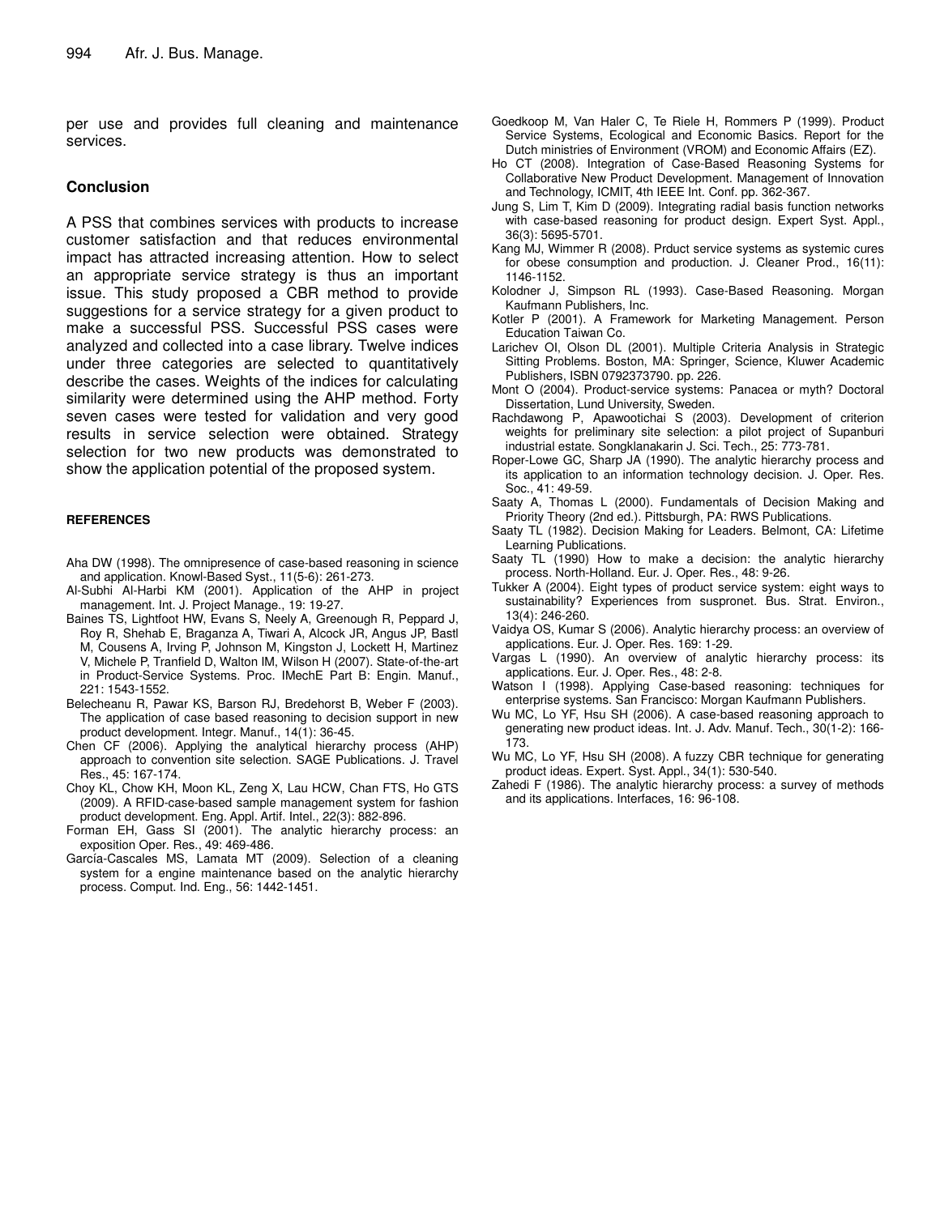per use and provides full cleaning and maintenance services.

## Conclusion

A PSS that combines services with products to increase customer satisfaction and that reduces environmental impact has attracted increasing attention. How to select an appropriate service strategy is thus an important issue. This study proposed a CBR method to provide suggestions for a service strategy for a given product to make a successful PSS. Successful PSS cases were analyzed and collected into a case library. Twelve indices under three categories are selected to quantitatively describe the cases. Weights of the indices for calculating similarity were determined using the AHP method. Forty seven cases were tested for validation and very good results in service selection were obtained. Strategy selection for two new products was demonstrated to show the application potential of the proposed system.

## REFERENCES

Aha DW (1998). The omnipresence of case-based reasoning in science and application. Knowl-Based Syst., 11(5-6): 261-273.

Al-Subhi Al-Harbi KM (2001). Application of the AHP in project management. Int. J. Project Manage., 19: 19-27.

Baines TS, Lightfoot HW, Evans S, Neely A, Greenough R, Peppard J, Roy R, Shehab E, Braganza A, Tiwari A, Alcock JR, Angus JP, Bastl M, Cousens A, Irving P, Johnson M, Kingston J, Lockett H, Martinez V, Michele P, Tranfield D, Walton IM, Wilson H (2007). State-of-the-art in Product-Service Systems. Proc. IMechE Part B: Engin. Manuf., 221: 1543-1552.

Belecheanu R, Pawar KS, Barson RJ, Bredehorst B, Weber F (2003). The application of case based reasoning to decision support in new product development. Integr. Manuf., 14(1): 36-45.

Chen CF (2006). Applying the analytical hierarchy process (AHP) approach to convention site selection. SAGE Publications. J. Travel Res., 45: 167-174.

Choy KL, Chow KH, Moon KL, Zeng X, Lau HCW, Chan FTS, Ho GTS (2009). A RFID-case-based sample management system for fashion product development. Eng. Appl. Artif. Intel., 22(3): 882-896.

Forman EH, Gass SI (2001). The analytic hierarchy process: an exposition Oper. Res., 49: 469-486.

García-Cascales MS, Lamata MT (2009). Selection of a cleaning system for a engine maintenance based on the analytic hierarchy process. Comput. Ind. Eng., 56: 1442-1451.

Goedkoop M, Van Haler C, Te Riele H, Rommers P (1999). Product Service Systems, Ecological and Economic Basics. Report for the Dutch ministries of Environment (VROM) and Economic Affairs (EZ).

Ho CT (2008). Integration of Case-Based Reasoning Systems for Collaborative New Product Development. Management of Innovation and Technology, ICMIT, 4th IEEE Int. Conf. pp. 362-367.

Jung S, Lim T, Kim D (2009). Integrating radial basis function networks with case-based reasoning for product design. Expert Syst. Appl., 36(3): 5695-5701.

Kang MJ, Wimmer R (2008). Prduct service systems as systemic cures for obese consumption and production. J. Cleaner Prod., 16(11): 1146-1152.

Kolodner J, Simpson RL (1993). Case-Based Reasoning. Morgan Kaufmann Publishers, Inc.

Kotler P (2001). A Framework for Marketing Management. Person Education Taiwan Co.

Larichev OI, Olson DL (2001). Multiple Criteria Analysis in Strategic Sitting Problems. Boston, MA: Springer, Science, Kluwer Academic Publishers, ISBN 0792373790. pp. 226.

Mont O (2004). Product-service systems: Panacea or myth? Doctoral Dissertation, Lund University, Sweden.

Rachdawong P, Apawootichai S (2003). Development of criterion weights for preliminary site selection: a pilot project of Supanburi industrial estate. Songklanakarin J. Sci. Tech., 25: 773-781.

Roper-Lowe GC, Sharp JA (1990). The analytic hierarchy process and its application to an information technology decision. J. Oper. Res. Soc., 41: 49-59.

Saaty A, Thomas L (2000). Fundamentals of Decision Making and Priority Theory (2nd ed.). Pittsburgh, PA: RWS Publications.

Saaty TL (1982). Decision Making for Leaders. Belmont, CA: Lifetime Learning Publications.

Saaty TL (1990) How to make a decision: the analytic hierarchy process. North-Holland. Eur. J. Oper. Res., 48: 9-26.

Tukker A (2004). Eight types of product service system: eight ways to sustainability? Experiences from suspronet. Bus. Strat. Environ., 13(4): 246-260.

Vaidya OS, Kumar S (2006). Analytic hierarchy process: an overview of applications. Eur. J. Oper. Res. 169: 1-29.

Vargas L (1990). An overview of analytic hierarchy process: its applications. Eur. J. Oper. Res., 48: 2-8.

Watson I (1998). Applying Case-based reasoning: techniques for enterprise systems. San Francisco: Morgan Kaufmann Publishers.

Wu MC, Lo YF, Hsu SH (2006). A case-based reasoning approach to generating new product ideas. Int. J. Adv. Manuf. Tech., 30(1-2): 166-173.

Wu MC, Lo YF, Hsu SH (2008). A fuzzy CBR technique for generating product ideas. Expert. Syst. Appl., 34(1): 530-540.

Zahedi F (1986). The analytic hierarchy process: a survey of methods and its applications. Interfaces, 16: 96-108.